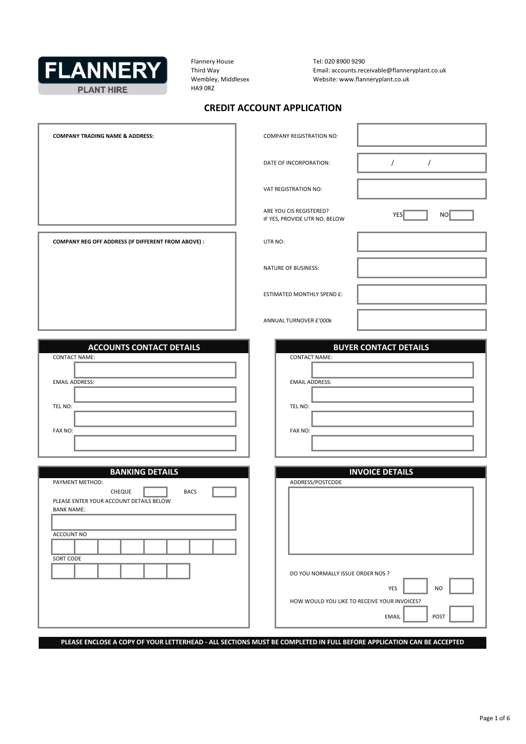**FLANNERY**
**PLANT HIRE**

Flannery House
Third Way
Wembley, Middlesex
HA9 0RZ

Tel: 020 8900 9290
Email: accounts.receivable@flanneryplant.co.uk
Website: www.flanneryplant.co.uk

# CREDIT ACCOUNT APPLICATION

**COMPANY TRADING NAME & ADDRESS:**

**COMPANY REG OFF ADDRESS (IF DIFFERENT FROM ABOVE) :**

| | |
|---|---|
| COMPANY REGISTRATION NO: | |
| DATE OF INCORPORATION: | / / |
| VAT REGISTRATION NO: | |
| ARE YOU CIS REGISTERED? IF YES, PROVIDE UTR NO. BELOW | YES ☐ NO ☐ |
| UTR NO: | |
| NATURE OF BUSINESS: | |
| ESTIMATED MONTHLY SPEND £: | |
| ANNUAL TURNOVER £'000k | |

## ACCOUNTS CONTACT DETAILS

CONTACT NAME:

EMAIL ADDRESS:

TEL NO:

FAX NO:

## BUYER CONTACT DETAILS

CONTACT NAME:

EMAIL ADDRESS:

TEL NO:

FAX NO:

## BANKING DETAILS

PAYMENT METHOD:

CHEQUE ☐ BACS ☐

PLEASE ENTER YOUR ACCOUNT DETAILS BELOW

BANK NAME:

ACCOUNT NO

SORT CODE

## INVOICE DETAILS

ADDRESS/POSTCODE

DO YOU NORMALLY ISSUE ORDER NOS ?

YES ☐ NO ☐

HOW WOULD YOU LIKE TO RECEIVE YOUR INVOICES?

EMAIL ☐ POST ☐

**PLEASE ENCLOSE A COPY OF YOUR LETTERHEAD - ALL SECTIONS MUST BE COMPLETED IN FULL BEFORE APPLICATION CAN BE ACCEPTED**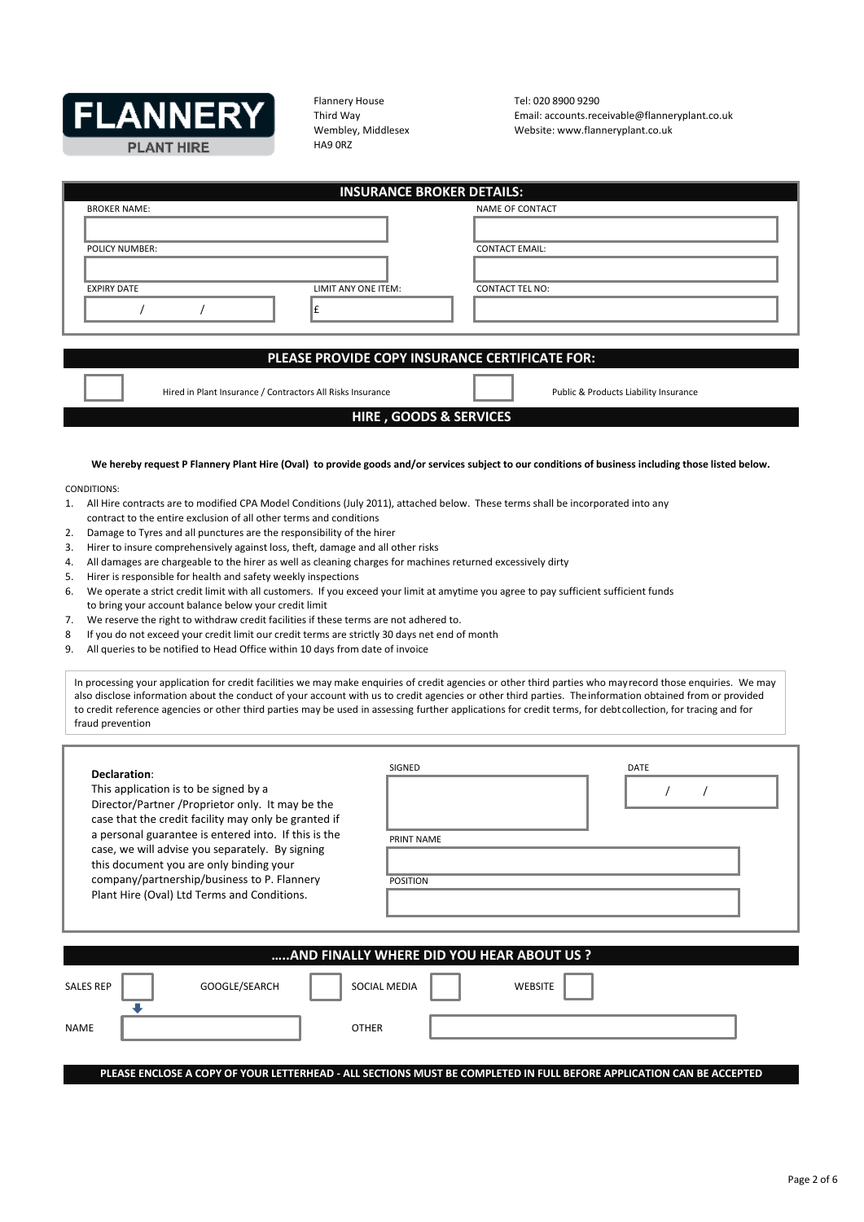**FLANNERY PLANT HIRE**

Flannery House
Third Way
Wembley, Middlesex
HA9 0RZ

Tel: 020 8900 9290
Email: accounts.receivable@flanneryplant.co.uk
Website: www.flanneryplant.co.uk

## INSURANCE BROKER DETAILS:

| BROKER NAME: | | NAME OF CONTACT |
|---|---|---|
| | | |
| **POLICY NUMBER:** | | **CONTACT EMAIL:** |
| | | |
| **EXPIRY DATE** | **LIMIT ANY ONE ITEM:** | **CONTACT TEL NO:** |
| / / | £ | |

## PLEASE PROVIDE COPY INSURANCE CERTIFICATE FOR:

☐ Hired in Plant Insurance / Contractors All Risks Insurance

☐ Public & Products Liability Insurance

## HIRE , GOODS & SERVICES

**We hereby request P Flannery Plant Hire (Oval) to provide goods and/or services subject to our conditions of business including those listed below.**

CONDITIONS:

1. All Hire contracts are to modified CPA Model Conditions (July 2011), attached below. These terms shall be incorporated into any contract to the entire exclusion of all other terms and conditions
2. Damage to Tyres and all punctures are the responsibility of the hirer
3. Hirer to insure comprehensively against loss, theft, damage and all other risks
4. All damages are chargeable to the hirer as well as cleaning charges for machines returned excessively dirty
5. Hirer is responsible for health and safety weekly inspections
6. We operate a strict credit limit with all customers. If you exceed your limit at amytime you agree to pay sufficient sufficient funds to bring your account balance below your credit limit
7. We reserve the right to withdraw credit facilities if these terms are not adhered to.
8. If you do not exceed your credit limit our credit terms are strictly 30 days net end of month
9. All queries to be notified to Head Office within 10 days from date of invoice

In processing your application for credit facilities we may make enquiries of credit agencies or other third parties who mayrecord those enquiries. We may also disclose information about the conduct of your account with us to credit agencies or other third parties. Theinformation obtained from or provided to credit reference agencies or other third parties may be used in assessing further applications for credit terms, for debtcollection, for tracing and for fraud prevention

**Declaration**:
This application is to be signed by a Director/Partner /Proprietor only. It may be the case that the credit facility may only be granted if a personal guarantee is entered into. If this is the case, we will advise you separately. By signing this document you are only binding your company/partnership/business to P. Flannery Plant Hire (Oval) Ltd Terms and Conditions.

| SIGNED | DATE |
|---|---|
| | / / |

PRINT NAME: ____________________

POSITION: ____________________

## .....AND FINALLY WHERE DID YOU HEAR ABOUT US ?

SALES REP ☐ GOOGLE/SEARCH ☐ SOCIAL MEDIA ☐ WEBSITE ☐

NAME: ____________________ OTHER: ____________________

**PLEASE ENCLOSE A COPY OF YOUR LETTERHEAD - ALL SECTIONS MUST BE COMPLETED IN FULL BEFORE APPLICATION CAN BE ACCEPTED**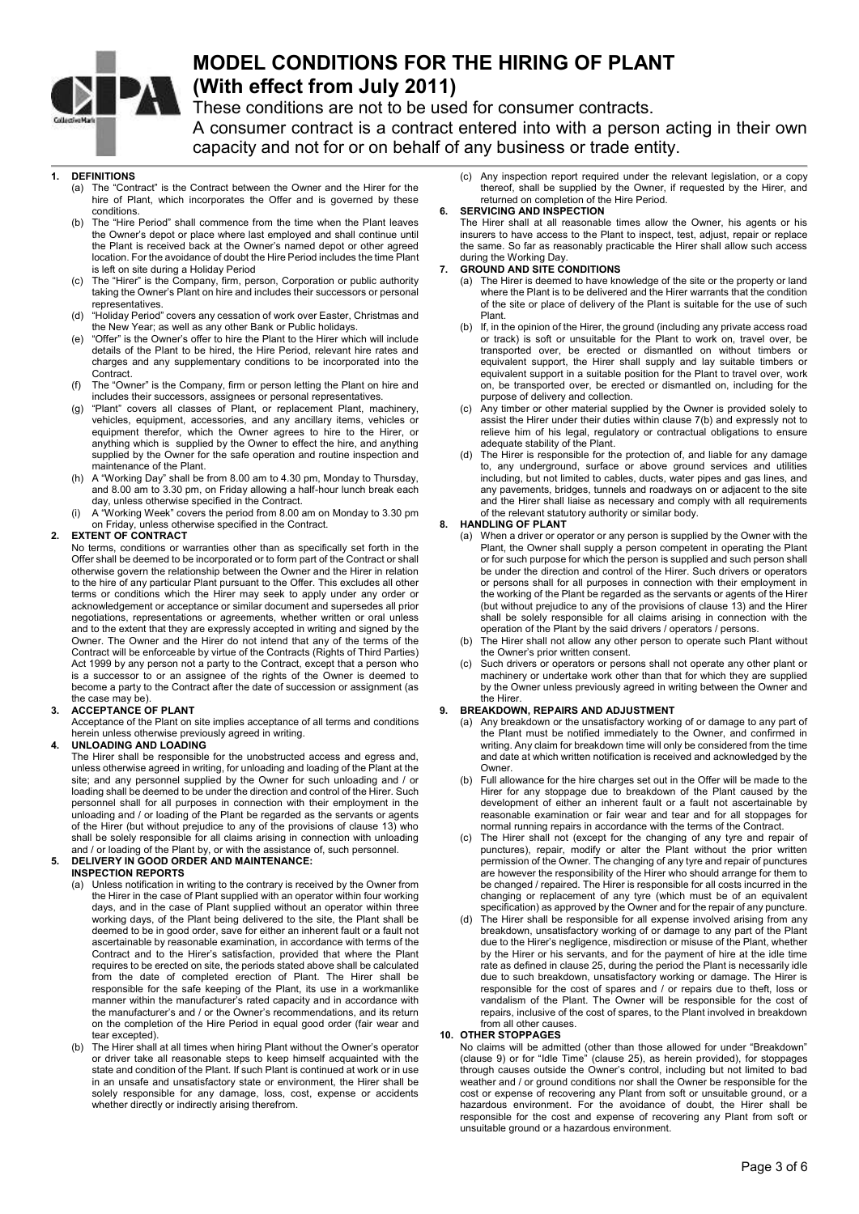# MODEL CONDITIONS FOR THE HIRING OF PLANT (With effect from July 2011)

These conditions are not to be used for consumer contracts.
A consumer contract is a contract entered into with a person acting in their own capacity and not for or on behalf of any business or trade entity.

**1. DEFINITIONS**

(a) The "Contract" is the Contract between the Owner and the Hirer for the hire of Plant, which incorporates the Offer and is governed by these conditions.

(b) The "Hire Period" shall commence from the time when the Plant leaves the Owner's depot or place where last employed and shall continue until the Plant is received back at the Owner's named depot or other agreed location. For the avoidance of doubt the Hire Period includes the time Plant is left on site during a Holiday Period

(c) The "Hirer" is the Company, firm, person, Corporation or public authority taking the Owner's Plant on hire and includes their successors or personal representatives.

(d) "Holiday Period" covers any cessation of work over Easter, Christmas and the New Year; as well as any other Bank or Public holidays.

(e) "Offer" is the Owner's offer to hire the Plant to the Hirer which will include details of the Plant to be hired, the Hire Period, relevant hire rates and charges and any supplementary conditions to be incorporated into the Contract.

(f) The "Owner" is the Company, firm or person letting the Plant on hire and includes their successors, assignees or personal representatives.

(g) "Plant" covers all classes of Plant, or replacement Plant, machinery, vehicles, equipment, accessories, and any ancillary items, vehicles or equipment therefor, which the Owner agrees to hire to the Hirer, or anything which is supplied by the Owner to effect the hire, and anything supplied by the Owner for the safe operation and routine inspection and maintenance of the Plant.

(h) A "Working Day" shall be from 8.00 am to 4.30 pm, Monday to Thursday, and 8.00 am to 3.30 pm, on Friday allowing a half-hour lunch break each day, unless otherwise specified in the Contract.

(i) A "Working Week" covers the period from 8.00 am on Monday to 3.30 pm on Friday, unless otherwise specified in the Contract.

**2. EXTENT OF CONTRACT**

No terms, conditions or warranties other than as specifically set forth in the Offer shall be deemed to be incorporated or to form part of the Contract or shall otherwise govern the relationship between the Owner and the Hirer in relation to the hire of any particular Plant pursuant to the Offer. This excludes all other terms or conditions which the Hirer may seek to apply under any order or acknowledgement or acceptance or similar document and supersedes all prior negotiations, representations or agreements, whether written or oral unless and to the extent that they are expressly accepted in writing and signed by the Owner. The Owner and the Hirer do not intend that any of the terms of the Contract will be enforceable by virtue of the Contracts (Rights of Third Parties) Act 1999 by any person not a party to the Contract, except that a person who is a successor to or an assignee of the rights of the Owner is deemed to become a party to the Contract after the date of succession or assignment (as the case may be).

**3. ACCEPTANCE OF PLANT**

Acceptance of the Plant on site implies acceptance of all terms and conditions herein unless otherwise previously agreed in writing.

**4. UNLOADING AND LOADING**

The Hirer shall be responsible for the unobstructed access and egress and, unless otherwise agreed in writing, for unloading and loading of the Plant at the site; and any personnel supplied by the Owner for such unloading and / or loading shall be deemed to be under the direction and control of the Hirer. Such personnel shall for all purposes in connection with their employment in the unloading and / or loading of the Plant be regarded as the servants or agents of the Hirer (but without prejudice to any of the provisions of clause 13) who shall be solely responsible for all claims arising in connection with unloading and / or loading of the Plant by, or with the assistance of, such personnel.

**5. DELIVERY IN GOOD ORDER AND MAINTENANCE: INSPECTION REPORTS**

(a) Unless notification in writing to the contrary is received by the Owner from the Hirer in the case of Plant supplied with an operator within four working days, and in the case of Plant supplied without an operator within three working days, of the Plant being delivered to the site, the Plant shall be deemed to be in good order, save for either an inherent fault or a fault not ascertainable by reasonable examination, in accordance with terms of the Contract and to the Hirer's satisfaction, provided that where the Plant requires to be erected on site, the periods stated above shall be calculated from the date of completed erection of Plant. The Hirer shall be responsible for the safe keeping of the Plant, its use in a workmanlike manner within the manufacturer's rated capacity and in accordance with the manufacturer's and / or the Owner's recommendations, and its return on the completion of the Hire Period in equal good order (fair wear and tear excepted).

(b) The Hirer shall at all times when hiring Plant without the Owner's operator or driver take all reasonable steps to keep himself acquainted with the state and condition of the Plant. If such Plant is continued at work or in use in an unsafe and unsatisfactory state or environment, the Hirer shall be solely responsible for any damage, loss, cost, expense or accidents whether directly or indirectly arising therefrom.

(c) Any inspection report required under the relevant legislation, or a copy thereof, shall be supplied by the Owner, if requested by the Hirer, and returned on completion of the Hire Period.

**6. SERVICING AND INSPECTION**

The Hirer shall at all reasonable times allow the Owner, his agents or his insurers to have access to the Plant to inspect, test, adjust, repair or replace the same. So far as reasonably practicable the Hirer shall allow such access during the Working Day.

**7. GROUND AND SITE CONDITIONS**

(a) The Hirer is deemed to have knowledge of the site or the property or land where the Plant is to be delivered and the Hirer warrants that the condition of the site or place of delivery of the Plant is suitable for the use of such Plant.

(b) If, in the opinion of the Hirer, the ground (including any private access road or track) is soft or unsuitable for the Plant to work on, travel over, be transported over, be erected or dismantled on without timbers or equivalent support, the Hirer shall supply and lay suitable timbers or equivalent support in a suitable position for the Plant to travel over, work on, be transported over, be erected or dismantled on, including for the purpose of delivery and collection.

(c) Any timber or other material supplied by the Owner is provided solely to assist the Hirer under their duties within clause 7(b) and expressly not to relieve him of his legal, regulatory or contractual obligations to ensure adequate stability of the Plant.

(d) The Hirer is responsible for the protection of, and liable for any damage to, any underground, surface or above ground services and utilities including, but not limited to cables, ducts, water pipes and gas lines, and any pavements, bridges, tunnels and roadways on or adjacent to the site and the Hirer shall liaise as necessary and comply with all requirements of the relevant statutory authority or similar body.

**8. HANDLING OF PLANT**

(a) When a driver or operator or any person is supplied by the Owner with the Plant, the Owner shall supply a person competent in operating the Plant or for such purpose for which the person is supplied and such person shall be under the direction and control of the Hirer. Such drivers or operators or persons shall for all purposes in connection with their employment in the working of the Plant be regarded as the servants or agents of the Hirer (but without prejudice to any of the provisions of clause 13) and the Hirer shall be solely responsible for all claims arising in connection with the operation of the Plant by the said drivers / operators / persons.

(b) The Hirer shall not allow any other person to operate such Plant without the Owner's prior written consent.

(c) Such drivers or operators or persons shall not operate any other plant or machinery or undertake work other than that for which they are supplied by the Owner unless previously agreed in writing between the Owner and the Hirer.

**9. BREAKDOWN, REPAIRS AND ADJUSTMENT**

(a) Any breakdown or the unsatisfactory working of or damage to any part of the Plant must be notified immediately to the Owner, and confirmed in writing. Any claim for breakdown time will only be considered from the time and date at which written notification is received and acknowledged by the Owner.

(b) Full allowance for the hire charges set out in the Offer will be made to the Hirer for any stoppage due to breakdown of the Plant caused by the development of either an inherent fault or a fault not ascertainable by reasonable examination or fair wear and tear and for all stoppages for normal running repairs in accordance with the terms of the Contract.

(c) The Hirer shall not (except for the changing of any tyre and repair of punctures), repair, modify or alter the Plant without the prior written permission of the Owner. The changing of any tyre and repair of punctures are however the responsibility of the Hirer who should arrange for them to be changed / repaired. The Hirer is responsible for all costs incurred in the changing or replacement of any tyre (which must be of an equivalent specification) as approved by the Owner and for the repair of any puncture.

(d) The Hirer shall be responsible for all expense involved arising from any breakdown, unsatisfactory working of or damage to any part of the Plant due to the Hirer's negligence, misdirection or misuse of the Plant, whether by the Hirer or his servants, and for the payment of hire at the idle time rate as defined in clause 25, during the period the Plant is necessarily idle due to such breakdown, unsatisfactory working or damage. The Hirer is responsible for the cost of spares and / or repairs due to theft, loss or vandalism of the Plant. The Owner will be responsible for the cost of repairs, inclusive of the cost of spares, to the Plant involved in breakdown from all other causes.

**10. OTHER STOPPAGES**

No claims will be admitted (other than those allowed for under "Breakdown" (clause 9) or for "Idle Time" (clause 25), as herein provided), for stoppages through causes outside the Owner's control, including but not limited to bad weather and / or ground conditions nor shall the Owner be responsible for the cost or expense of recovering any Plant from soft or unsuitable ground, or a hazardous environment. For the avoidance of doubt, the Hirer shall be responsible for the cost and expense of recovering any Plant from soft or unsuitable ground or a hazardous environment.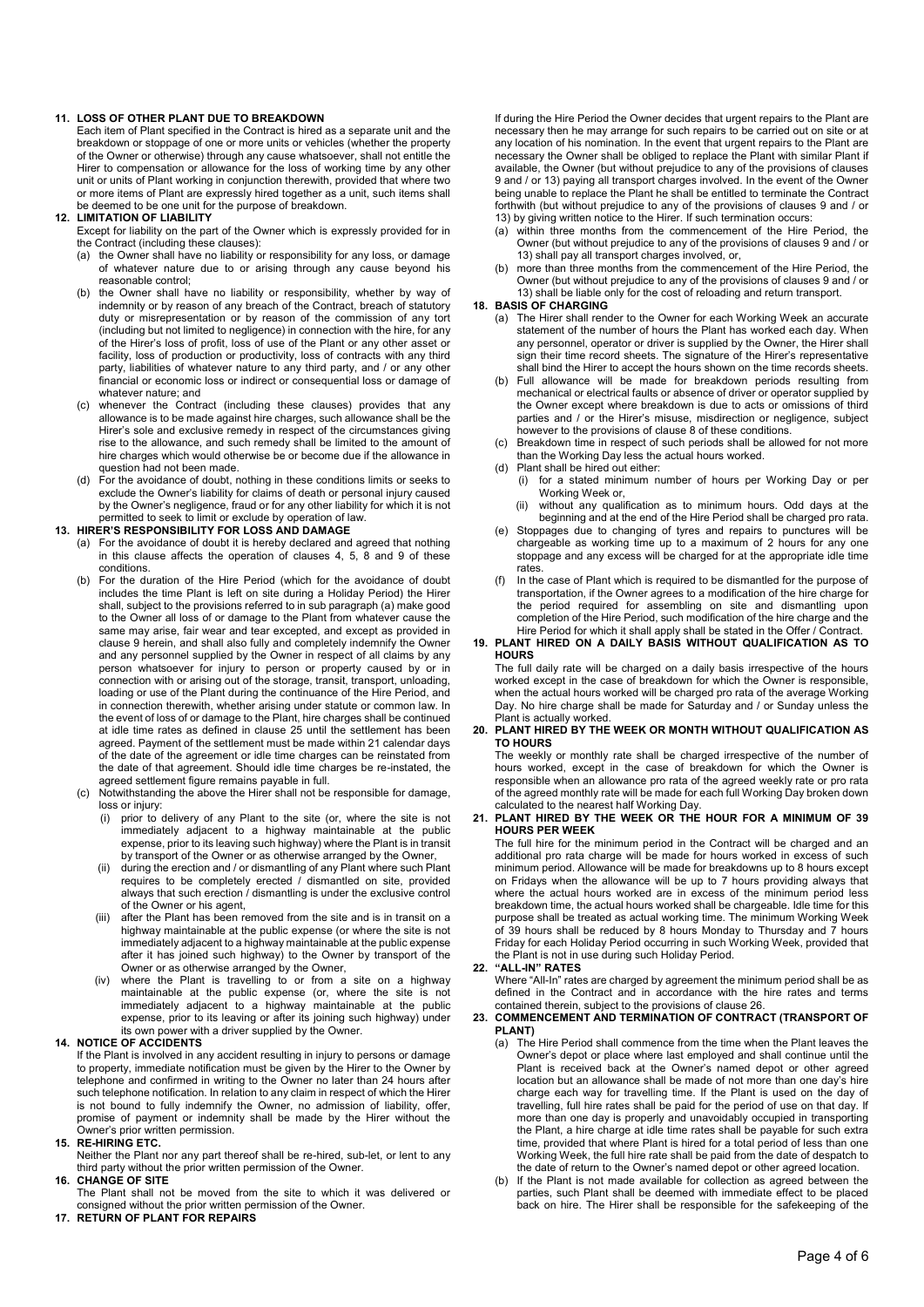## 11. LOSS OF OTHER PLANT DUE TO BREAKDOWN

Each item of Plant specified in the Contract is hired as a separate unit and the breakdown or stoppage of one or more units or vehicles (whether the property of the Owner or otherwise) through any cause whatsoever, shall not entitle the Hirer to compensation or allowance for the loss of working time by any other unit or units of Plant working in conjunction therewith, provided that where two or more items of Plant are expressly hired together as a unit, such items shall be deemed to be one unit for the purpose of breakdown.

## 12. LIMITATION OF LIABILITY

Except for liability on the part of the Owner which is expressly provided for in the Contract (including these clauses):

(a) the Owner shall have no liability or responsibility for any loss, or damage of whatever nature due to or arising through any cause beyond his reasonable control;

(b) the Owner shall have no liability or responsibility, whether by way of indemnity or by reason of any breach of the Contract, breach of statutory duty or misrepresentation or by reason of the commission of any tort (including but not limited to negligence) in connection with the hire, for any of the Hirer's loss of profit, loss of use of the Plant or any other asset or facility, loss of production or productivity, loss of contracts with any third party, liabilities of whatever nature to any third party, and / or any other financial or economic loss or indirect or consequential loss or damage of whatever nature; and

(c) whenever the Contract (including these clauses) provides that any allowance is to be made against hire charges, such allowance shall be the Hirer's sole and exclusive remedy in respect of the circumstances giving rise to the allowance, and such remedy shall be limited to the amount of hire charges which would otherwise be or become due if the allowance in question had not been made.

(d) For the avoidance of doubt, nothing in these conditions limits or seeks to exclude the Owner's liability for claims of death or personal injury caused by the Owner's negligence, fraud or for any other liability for which it is not permitted to seek to limit or exclude by operation of law.

## 13. HIRER'S RESPONSIBILITY FOR LOSS AND DAMAGE

(a) For the avoidance of doubt it is hereby declared and agreed that nothing in this clause affects the operation of clauses 4, 5, 8 and 9 of these conditions.

(b) For the duration of the Hire Period (which for the avoidance of doubt includes the time Plant is left on site during a Holiday Period) the Hirer shall, subject to the provisions referred to in sub paragraph (a) make good to the Owner all loss of or damage to the Plant from whatever cause the same may arise, fair wear and tear excepted, and except as provided in clause 9 herein, and shall also fully and completely indemnify the Owner and any personnel supplied by the Owner in respect of all claims by any person whatsoever for injury to person or property caused by or in connection with or arising out of the storage, transit, transport, unloading, loading or use of the Plant during the continuance of the Hire Period, and in connection therewith, whether arising under statute or common law. In the event of loss of or damage to the Plant, hire charges shall be continued at idle time rates as defined in clause 25 until the settlement has been agreed. Payment of the settlement must be made within 21 calendar days of the date of the agreement or idle time charges can be reinstated from the date of that agreement. Should idle time charges be re-instated, the agreed settlement figure remains payable in full.

(c) Notwithstanding the above the Hirer shall not be responsible for damage, loss or injury:

(i) prior to delivery of any Plant to the site (or, where the site is not immediately adjacent to a highway maintainable at the public expense, prior to its leaving such highway) where the Plant is in transit by transport of the Owner or as otherwise arranged by the Owner,

(ii) during the erection and / or dismantling of any Plant where such Plant requires to be completely erected / dismantled on site, provided always that such erection / dismantling is under the exclusive control of the Owner or his agent,

(iii) after the Plant has been removed from the site and is in transit on a highway maintainable at the public expense (or where the site is not immediately adjacent to a highway maintainable at the public expense after it has joined such highway) to the Owner by transport of the Owner or as otherwise arranged by the Owner,

(iv) where the Plant is travelling to or from a site on a highway maintainable at the public expense (or, where the site is not immediately adjacent to a highway maintainable at the public expense, prior to its leaving or after its joining such highway) under its own power with a driver supplied by the Owner.

## 14. NOTICE OF ACCIDENTS

If the Plant is involved in any accident resulting in injury to persons or damage to property, immediate notification must be given by the Hirer to the Owner by telephone and confirmed in writing to the Owner no later than 24 hours after such telephone notification. In relation to any claim in respect of which the Hirer is not bound to fully indemnify the Owner, no admission of liability, offer, promise of payment or indemnity shall be made by the Hirer without the Owner's prior written permission.

## 15. RE-HIRING ETC.

Neither the Plant nor any part thereof shall be re-hired, sub-let, or lent to any third party without the prior written permission of the Owner.

## 16. CHANGE OF SITE

The Plant shall not be moved from the site to which it was delivered or consigned without the prior written permission of the Owner.

## 17. RETURN OF PLANT FOR REPAIRS

If during the Hire Period the Owner decides that urgent repairs to the Plant are necessary then he may arrange for such repairs to be carried out on site or at any location of his nomination. In the event that urgent repairs to the Plant are necessary the Owner shall be obliged to replace the Plant with similar Plant if available, the Owner (but without prejudice to any of the provisions of clauses 9 and / or 13) paying all transport charges involved. In the event of the Owner being unable to replace the Plant he shall be entitled to terminate the Contract forthwith (but without prejudice to any of the provisions of clauses 9 and / or 13) by giving written notice to the Hirer. If such termination occurs:

(a) within three months from the commencement of the Hire Period, the Owner (but without prejudice to any of the provisions of clauses 9 and / or 13) shall pay all transport charges involved, or,

(b) more than three months from the commencement of the Hire Period, the Owner (but without prejudice to any of the provisions of clauses 9 and / or 13) shall be liable only for the cost of reloading and return transport.

## 18. BASIS OF CHARGING

(a) The Hirer shall render to the Owner for each Working Week an accurate statement of the number of hours the Plant has worked each day. When any personnel, operator or driver is supplied by the Owner, the Hirer shall sign their time record sheets. The signature of the Hirer's representative shall bind the Hirer to accept the hours shown on the time records sheets.

(b) Full allowance will be made for breakdown periods resulting from mechanical or electrical faults or absence of driver or operator supplied by the Owner except where breakdown is due to acts or omissions of third parties and / or the Hirer's misuse, misdirection or negligence, subject however to the provisions of clause 8 of these conditions.

(c) Breakdown time in respect of such periods shall be allowed for not more than the Working Day less the actual hours worked.

(d) Plant shall be hired out either:

(i) for a stated minimum number of hours per Working Day or per Working Week or,

(ii) without any qualification as to minimum hours. Odd days at the beginning and at the end of the Hire Period shall be charged pro rata.

(e) Stoppages due to changing of tyres and repairs to punctures will be chargeable as working time up to a maximum of 2 hours for any one stoppage and any excess will be charged for at the appropriate idle time rates.

(f) In the case of Plant which is required to be dismantled for the purpose of transportation, if the Owner agrees to a modification of the hire charge for the period required for assembling on site and dismantling upon completion of the Hire Period, such modification of the hire charge and the Hire Period for which it shall apply shall be stated in the Offer / Contract.

## 19. PLANT HIRED ON A DAILY BASIS WITHOUT QUALIFICATION AS TO HOURS

The full daily rate will be charged on a daily basis irrespective of the hours worked except in the case of breakdown for which the Owner is responsible, when the actual hours worked will be charged pro rata of the average Working Day. No hire charge shall be made for Saturday and / or Sunday unless the Plant is actually worked.

## 20. PLANT HIRED BY THE WEEK OR MONTH WITHOUT QUALIFICATION AS TO HOURS

The weekly or monthly rate shall be charged irrespective of the number of hours worked, except in the case of breakdown for which the Owner is responsible when an allowance pro rata of the agreed weekly rate or pro rata of the agreed monthly rate will be made for each full Working Day broken down calculated to the nearest half Working Day.

## 21. PLANT HIRED BY THE WEEK OR THE HOUR FOR A MINIMUM OF 39 HOURS PER WEEK

The full hire for the minimum period in the Contract will be charged and an additional pro rata charge will be made for hours worked in excess of such minimum period. Allowance will be made for breakdowns up to 8 hours except on Fridays when the allowance will be up to 7 hours providing always that where the actual hours worked are in excess of the minimum period less breakdown time, the actual hours worked shall be chargeable. Idle time for this purpose shall be treated as actual working time. The minimum Working Week of 39 hours shall be reduced by 8 hours Monday to Thursday and 7 hours Friday for each Holiday Period occurring in such Working Week, provided that the Plant is not in use during such Holiday Period.

## 22. "ALL-IN" RATES

Where "All-In" rates are charged by agreement the minimum period shall be as defined in the Contract and in accordance with the hire rates and terms contained therein, subject to the provisions of clause 26.

## 23. COMMENCEMENT AND TERMINATION OF CONTRACT (TRANSPORT OF PLANT)

(a) The Hire Period shall commence from the time when the Plant leaves the Owner's depot or place where last employed and shall continue until the Plant is received back at the Owner's named depot or other agreed location but an allowance shall be made of not more than one day's hire charge each way for travelling time. If the Plant is used on the day of travelling, full hire rates shall be paid for the period of use on that day. If more than one day is properly and unavoidably occupied in transporting the Plant, a hire charge at idle time rates shall be payable for such extra time, provided that where Plant is hired for a total period of less than one Working Week, the full hire rate shall be paid from the date of despatch to the date of return to the Owner's named depot or other agreed location.

(b) If the Plant is not made available for collection as agreed between the parties, such Plant shall be deemed with immediate effect to be placed back on hire. The Hirer shall be responsible for the safekeeping of the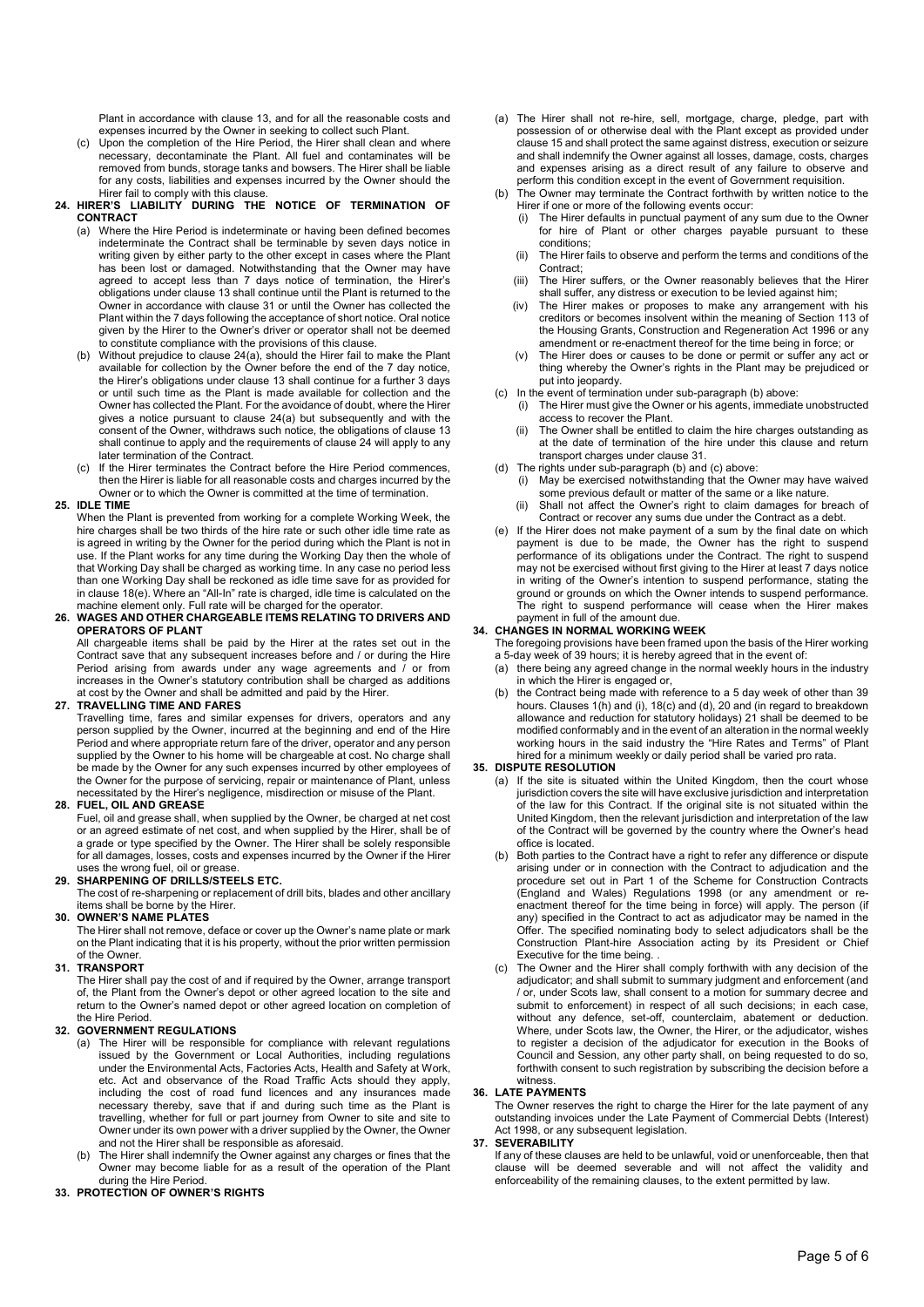Plant in accordance with clause 13, and for all the reasonable costs and expenses incurred by the Owner in seeking to collect such Plant.

(c) Upon the completion of the Hire Period, the Hirer shall clean and where necessary, decontaminate the Plant. All fuel and contaminates will be removed from bunds, storage tanks and bowsers. The Hirer shall be liable for any costs, liabilities and expenses incurred by the Owner should the Hirer fail to comply with this clause.

**24. HIRER'S LIABILITY DURING THE NOTICE OF TERMINATION OF CONTRACT**

(a) Where the Hire Period is indeterminate or having been defined becomes indeterminate the Contract shall be terminable by seven days notice in writing given by either party to the other except in cases where the Plant has been lost or damaged. Notwithstanding that the Owner may have agreed to accept less than 7 days notice of termination, the Hirer's obligations under clause 13 shall continue until the Plant is returned to the Owner in accordance with clause 31 or until the Owner has collected the Plant within the 7 days following the acceptance of short notice. Oral notice given by the Hirer to the Owner's driver or operator shall not be deemed to constitute compliance with the provisions of this clause.

(b) Without prejudice to clause 24(a), should the Hirer fail to make the Plant available for collection by the Owner before the end of the 7 day notice, the Hirer's obligations under clause 13 shall continue for a further 3 days or until such time as the Plant is made available for collection and the Owner has collected the Plant. For the avoidance of doubt, where the Hirer gives a notice pursuant to clause 24(a) but subsequently and with the consent of the Owner, withdraws such notice, the obligations of clause 13 shall continue to apply and the requirements of clause 24 will apply to any later termination of the Contract.

(c) If the Hirer terminates the Contract before the Hire Period commences, then the Hirer is liable for all reasonable costs and charges incurred by the Owner or to which the Owner is committed at the time of termination.

**25. IDLE TIME**

When the Plant is prevented from working for a complete Working Week, the hire charges shall be two thirds of the hire rate or such other idle time rate as is agreed in writing by the Owner for the period during which the Plant is not in use. If the Plant works for any time during the Working Day then the whole of that Working Day shall be charged as working time. In any case no period less than one Working Day shall be reckoned as idle time save for as provided for in clause 18(e). Where an "All-In" rate is charged, idle time is calculated on the machine element only. Full rate will be charged for the operator.

**26. WAGES AND OTHER CHARGEABLE ITEMS RELATING TO DRIVERS AND OPERATORS OF PLANT**

All chargeable items shall be paid by the Hirer at the rates set out in the Contract save that any subsequent increases before and / or during the Hire Period arising from awards under any wage agreements and / or from increases in the Owner's statutory contribution shall be charged as additions at cost by the Owner and shall be admitted and paid by the Hirer.

**27. TRAVELLING TIME AND FARES**

Travelling time, fares and similar expenses for drivers, operators and any person supplied by the Owner, incurred at the beginning and end of the Hire Period and where appropriate return fare of the driver, operator and any person supplied by the Owner to his home will be chargeable at cost. No charge shall be made by the Owner for any such expenses incurred by other employees of the Owner for the purpose of servicing, repair or maintenance of Plant, unless necessitated by the Hirer's negligence, misdirection or misuse of the Plant.

**28. FUEL, OIL AND GREASE**

Fuel, oil and grease shall, when supplied by the Owner, be charged at net cost or an agreed estimate of net cost, and when supplied by the Hirer, shall be of a grade or type specified by the Owner. The Hirer shall be solely responsible for all damages, losses, costs and expenses incurred by the Owner if the Hirer uses the wrong fuel, oil or grease.

**29. SHARPENING OF DRILLS/STEELS ETC.**

The cost of re-sharpening or replacement of drill bits, blades and other ancillary items shall be borne by the Hirer.

**30. OWNER'S NAME PLATES**

The Hirer shall not remove, deface or cover up the Owner's name plate or mark on the Plant indicating that it is his property, without the prior written permission of the Owner.

**31. TRANSPORT**

The Hirer shall pay the cost of and if required by the Owner, arrange transport of, the Plant from the Owner's depot or other agreed location to the site and return to the Owner's named depot or other agreed location on completion of the Hire Period.

**32. GOVERNMENT REGULATIONS**

(a) The Hirer will be responsible for compliance with relevant regulations issued by the Government or Local Authorities, including regulations under the Environmental Acts, Factories Acts, Health and Safety at Work, etc. Act and observance of the Road Traffic Acts should they apply, including the cost of road fund licences and any insurances made necessary thereby, save that if and during such time as the Plant is travelling, whether for full or part journey from Owner to site and site to Owner under its own power with a driver supplied by the Owner, the Owner and not the Hirer shall be responsible as aforesaid.

(b) The Hirer shall indemnify the Owner against any charges or fines that the Owner may become liable for as a result of the operation of the Plant during the Hire Period.

**33. PROTECTION OF OWNER'S RIGHTS**

(a) The Hirer shall not re-hire, sell, mortgage, charge, pledge, part with possession of or otherwise deal with the Plant except as provided under clause 15 and shall protect the same against distress, execution or seizure and shall indemnify the Owner against all losses, damage, costs, charges and expenses arising as a direct result of any failure to observe and perform this condition except in the event of Government requisition.

(b) The Owner may terminate the Contract forthwith by written notice to the Hirer if one or more of the following events occur:

(i) The Hirer defaults in punctual payment of any sum due to the Owner for hire of Plant or other charges payable pursuant to these conditions;

(ii) The Hirer fails to observe and perform the terms and conditions of the Contract;

(iii) The Hirer suffers, or the Owner reasonably believes that the Hirer shall suffer, any distress or execution to be levied against him;

(iv) The Hirer makes or proposes to make any arrangement with his creditors or becomes insolvent within the meaning of Section 113 of the Housing Grants, Construction and Regeneration Act 1996 or any amendment or re-enactment thereof for the time being in force; or

(v) The Hirer does or causes to be done or permit or suffer any act or thing whereby the Owner's rights in the Plant may be prejudiced or put into jeopardy.

(c) In the event of termination under sub-paragraph (b) above:

(i) The Hirer must give the Owner or his agents, immediate unobstructed access to recover the Plant.

(ii) The Owner shall be entitled to claim the hire charges outstanding as at the date of termination of the hire under this clause and return transport charges under clause 31.

(d) The rights under sub-paragraph (b) and (c) above:

(i) May be exercised notwithstanding that the Owner may have waived some previous default or matter of the same or a like nature.

(ii) Shall not affect the Owner's right to claim damages for breach of Contract or recover any sums due under the Contract as a debt.

(e) If the Hirer does not make payment of a sum by the final date on which payment is due to be made, the Owner has the right to suspend performance of its obligations under the Contract. The right to suspend may not be exercised without first giving to the Hirer at least 7 days notice in writing of the Owner's intention to suspend performance, stating the ground or grounds on which the Owner intends to suspend performance. The right to suspend performance will cease when the Hirer makes payment in full of the amount due.

**34. CHANGES IN NORMAL WORKING WEEK**

The foregoing provisions have been framed upon the basis of the Hirer working a 5-day week of 39 hours; it is hereby agreed that in the event of:

(a) there being any agreed change in the normal weekly hours in the industry in which the Hirer is engaged or,

(b) the Contract being made with reference to a 5 day week of other than 39 hours. Clauses 1(h) and (i), 18(c) and (d), 20 and (in regard to breakdown allowance and reduction for statutory holidays) 21 shall be deemed to be modified conformably and in the event of an alteration in the normal weekly working hours in the said industry the "Hire Rates and Terms" of Plant hired for a minimum weekly or daily period shall be varied pro rata.

**35. DISPUTE RESOLUTION**

(a) If the site is situated within the United Kingdom, then the court whose jurisdiction covers the site will have exclusive jurisdiction and interpretation of the law for this Contract. If the original site is not situated within the United Kingdom, then the relevant jurisdiction and interpretation of the law of the Contract will be governed by the country where the Owner's head office is located.

(b) Both parties to the Contract have a right to refer any difference or dispute arising under or in connection with the Contract to adjudication and the procedure set out in Part 1 of the Scheme for Construction Contracts (England and Wales) Regulations 1998 (or any amendment or re-enactment thereof for the time being in force) will apply. The person (if any) specified in the Contract to act as adjudicator may be named in the Offer. The specified nominating body to select adjudicators shall be the Construction Plant-hire Association acting by its President or Chief Executive for the time being. .

(c) The Owner and the Hirer shall comply forthwith with any decision of the adjudicator; and shall submit to summary judgment and enforcement (and / or, under Scots law, shall consent to a motion for summary decree and submit to enforcement) in respect of all such decisions; in each case, without any defence, set-off, counterclaim, abatement or deduction. Where, under Scots law, the Owner, the Hirer, or the adjudicator, wishes to register a decision of the adjudicator for execution in the Books of Council and Session, any other party shall, on being requested to do so, forthwith consent to such registration by subscribing the decision before a witness.

**36. LATE PAYMENTS**

The Owner reserves the right to charge the Hirer for the late payment of any outstanding invoices under the Late Payment of Commercial Debts (Interest) Act 1998, or any subsequent legislation.

**37. SEVERABILITY**

If any of these clauses are held to be unlawful, void or unenforceable, then that clause will be deemed severable and will not affect the validity and enforceability of the remaining clauses, to the extent permitted by law.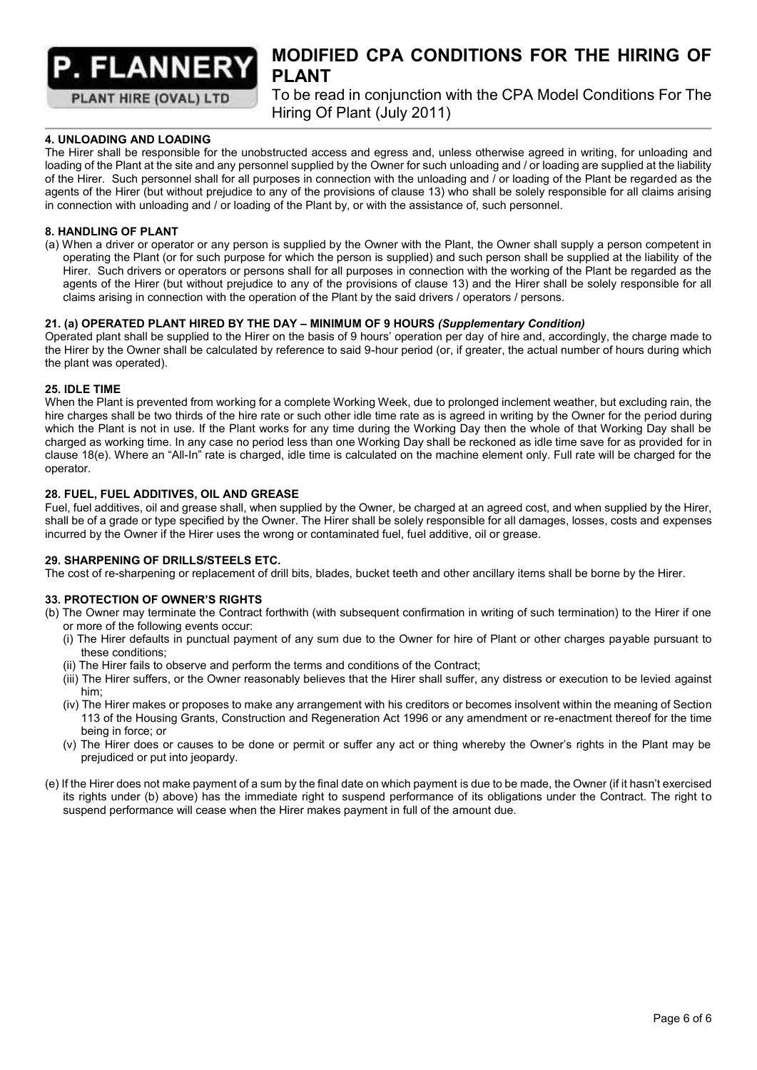# MODIFIED CPA CONDITIONS FOR THE HIRING OF PLANT

To be read in conjunction with the CPA Model Conditions For The Hiring Of Plant (July 2011)

**4. UNLOADING AND LOADING**

The Hirer shall be responsible for the unobstructed access and egress and, unless otherwise agreed in writing, for unloading and loading of the Plant at the site and any personnel supplied by the Owner for such unloading and / or loading are supplied at the liability of the Hirer. Such personnel shall for all purposes in connection with the unloading and / or loading of the Plant be regarded as the agents of the Hirer (but without prejudice to any of the provisions of clause 13) who shall be solely responsible for all claims arising in connection with unloading and / or loading of the Plant by, or with the assistance of, such personnel.

**8. HANDLING OF PLANT**

(a) When a driver or operator or any person is supplied by the Owner with the Plant, the Owner shall supply a person competent in operating the Plant (or for such purpose for which the person is supplied) and such person shall be supplied at the liability of the Hirer. Such drivers or operators or persons shall for all purposes in connection with the working of the Plant be regarded as the agents of the Hirer (but without prejudice to any of the provisions of clause 13) and the Hirer shall be solely responsible for all claims arising in connection with the operation of the Plant by the said drivers / operators / persons.

**21. (a) OPERATED PLANT HIRED BY THE DAY – MINIMUM OF 9 HOURS *(Supplementary Condition)***

Operated plant shall be supplied to the Hirer on the basis of 9 hours' operation per day of hire and, accordingly, the charge made to the Hirer by the Owner shall be calculated by reference to said 9-hour period (or, if greater, the actual number of hours during which the plant was operated).

**25. IDLE TIME**

When the Plant is prevented from working for a complete Working Week, due to prolonged inclement weather, but excluding rain, the hire charges shall be two thirds of the hire rate or such other idle time rate as is agreed in writing by the Owner for the period during which the Plant is not in use. If the Plant works for any time during the Working Day then the whole of that Working Day shall be charged as working time. In any case no period less than one Working Day shall be reckoned as idle time save for as provided for in clause 18(e). Where an "All-In" rate is charged, idle time is calculated on the machine element only. Full rate will be charged for the operator.

**28. FUEL, FUEL ADDITIVES, OIL AND GREASE**

Fuel, fuel additives, oil and grease shall, when supplied by the Owner, be charged at an agreed cost, and when supplied by the Hirer, shall be of a grade or type specified by the Owner. The Hirer shall be solely responsible for all damages, losses, costs and expenses incurred by the Owner if the Hirer uses the wrong or contaminated fuel, fuel additive, oil or grease.

**29. SHARPENING OF DRILLS/STEELS ETC.**

The cost of re-sharpening or replacement of drill bits, blades, bucket teeth and other ancillary items shall be borne by the Hirer.

**33. PROTECTION OF OWNER'S RIGHTS**

(b) The Owner may terminate the Contract forthwith (with subsequent confirmation in writing of such termination) to the Hirer if one or more of the following events occur:

- (i) The Hirer defaults in punctual payment of any sum due to the Owner for hire of Plant or other charges payable pursuant to these conditions;
- (ii) The Hirer fails to observe and perform the terms and conditions of the Contract;
- (iii) The Hirer suffers, or the Owner reasonably believes that the Hirer shall suffer, any distress or execution to be levied against him;
- (iv) The Hirer makes or proposes to make any arrangement with his creditors or becomes insolvent within the meaning of Section 113 of the Housing Grants, Construction and Regeneration Act 1996 or any amendment or re-enactment thereof for the time being in force; or
- (v) The Hirer does or causes to be done or permit or suffer any act or thing whereby the Owner's rights in the Plant may be prejudiced or put into jeopardy.

(e) If the Hirer does not make payment of a sum by the final date on which payment is due to be made, the Owner (if it hasn't exercised its rights under (b) above) has the immediate right to suspend performance of its obligations under the Contract. The right to suspend performance will cease when the Hirer makes payment in full of the amount due.